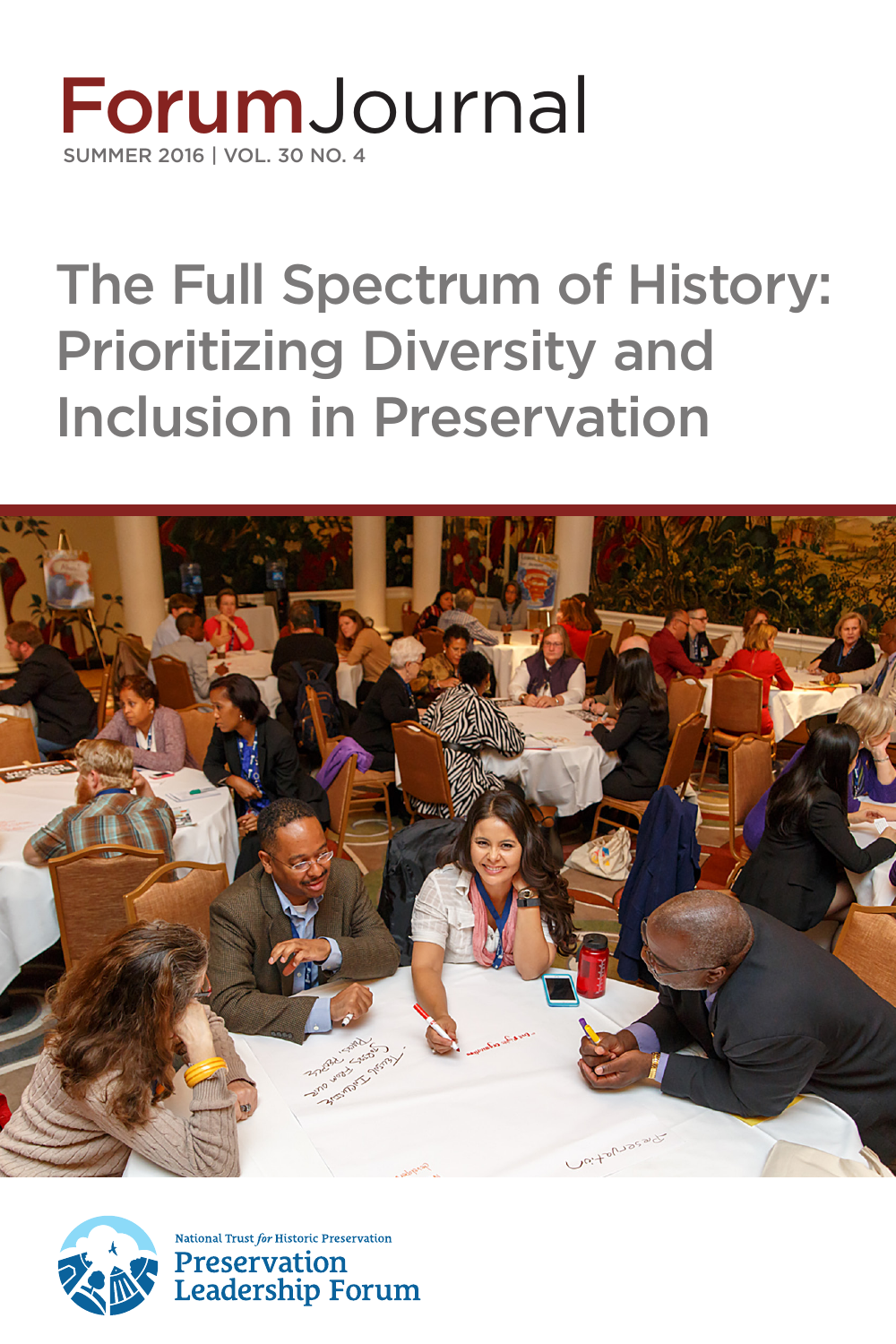# ForumJournal

SUMMER 2016 | VOL. 30 NO. 4

## The Full Spectrum of History: Prioritizing Diversity and Inclusion in Preservation

National Trust *for* Historic Preservation

Preservation Leadership Forum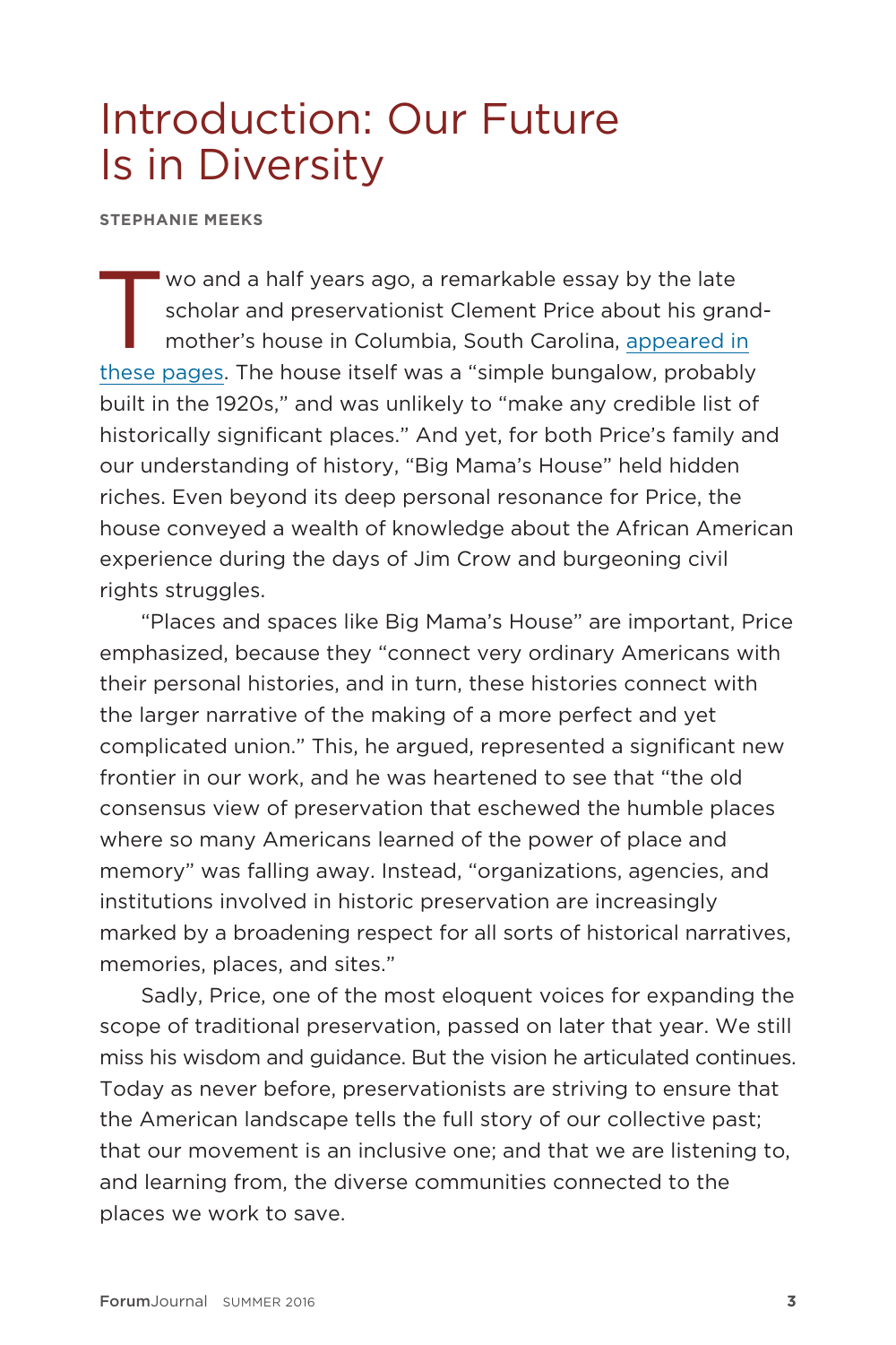# Introduction: Our Future Is in Diversity

**STEPHANIE MEEKS**

Two and a half years ago, a remarkable essay by the late scholar and preservationist Clement Price about his grandmother's house in Columbia, South Carolina, appeared in these pages. The house itself was a "simple bungalow, probably built in the 1920s," and was unlikely to "make any credible list of historically significant places." And yet, for both Price's family and our understanding of history, "Big Mama's House" held hidden riches. Even beyond its deep personal resonance for Price, the house conveyed a wealth of knowledge about the African American experience during the days of Jim Crow and burgeoning civil rights struggles.

"Places and spaces like Big Mama's House" are important, Price emphasized, because they "connect very ordinary Americans with their personal histories, and in turn, these histories connect with the larger narrative of the making of a more perfect and yet complicated union." This, he argued, represented a significant new frontier in our work, and he was heartened to see that "the old consensus view of preservation that eschewed the humble places where so many Americans learned of the power of place and memory" was falling away. Instead, "organizations, agencies, and institutions involved in historic preservation are increasingly marked by a broadening respect for all sorts of historical narratives, memories, places, and sites."

Sadly, Price, one of the most eloquent voices for expanding the scope of traditional preservation, passed on later that year. We still miss his wisdom and guidance. But the vision he articulated continues. Today as never before, preservationists are striving to ensure that the American landscape tells the full story of our collective past; that our movement is an inclusive one; and that we are listening to, and learning from, the diverse communities connected to the places we work to save.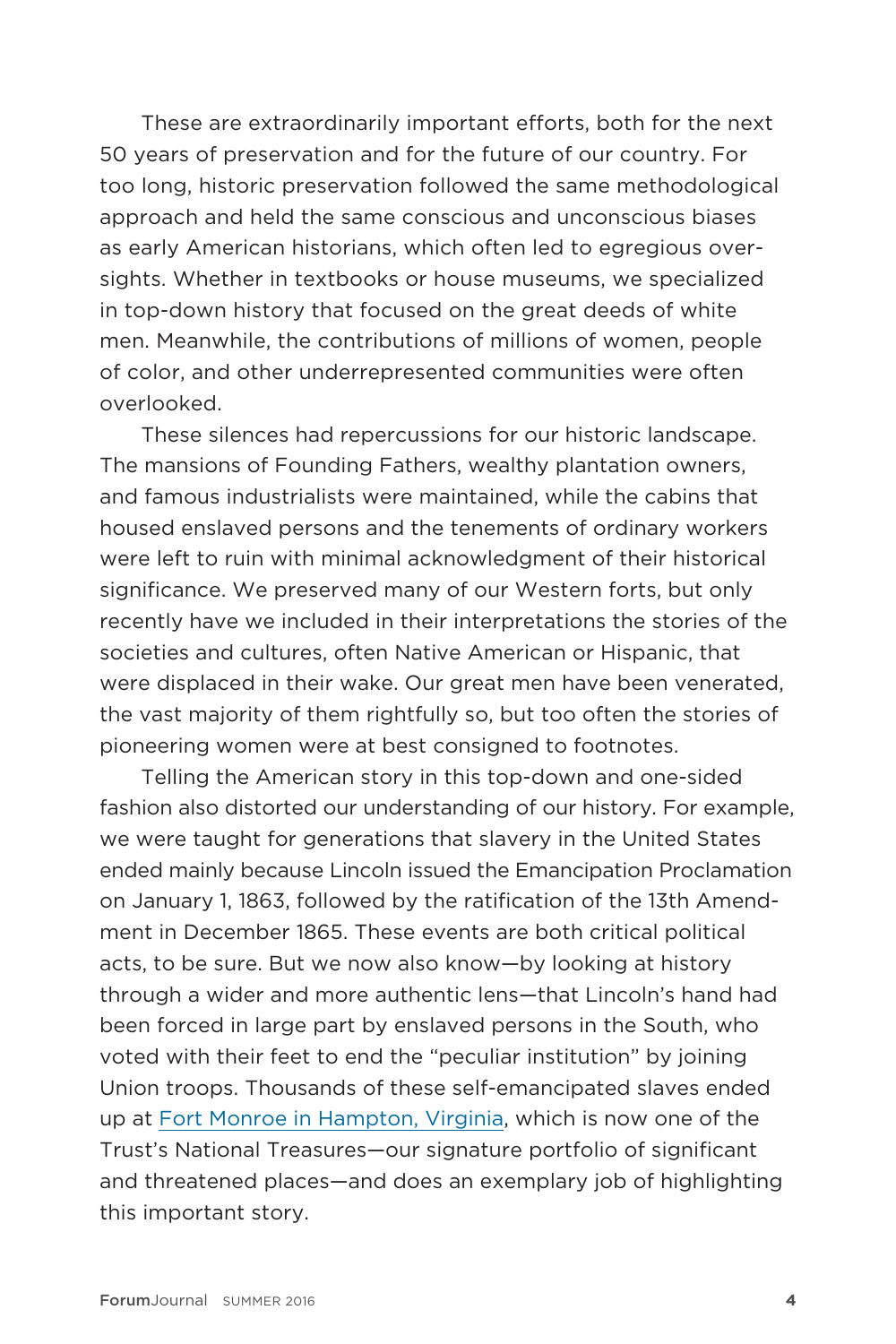These are extraordinarily important efforts, both for the next 50 years of preservation and for the future of our country. For too long, historic preservation followed the same methodological approach and held the same conscious and unconscious biases as early American historians, which often led to egregious oversights. Whether in textbooks or house museums, we specialized in top-down history that focused on the great deeds of white men. Meanwhile, the contributions of millions of women, people of color, and other underrepresented communities were often overlooked.

These silences had repercussions for our historic landscape. The mansions of Founding Fathers, wealthy plantation owners, and famous industrialists were maintained, while the cabins that housed enslaved persons and the tenements of ordinary workers were left to ruin with minimal acknowledgment of their historical significance. We preserved many of our Western forts, but only recently have we included in their interpretations the stories of the societies and cultures, often Native American or Hispanic, that were displaced in their wake. Our great men have been venerated, the vast majority of them rightfully so, but too often the stories of pioneering women were at best consigned to footnotes.

Telling the American story in this top-down and one-sided fashion also distorted our understanding of our history. For example, we were taught for generations that slavery in the United States ended mainly because Lincoln issued the Emancipation Proclamation on January 1, 1863, followed by the ratification of the 13th Amendment in December 1865. These events are both critical political acts, to be sure. But we now also know—by looking at history through a wider and more authentic lens—that Lincoln's hand had been forced in large part by enslaved persons in the South, who voted with their feet to end the "peculiar institution" by joining Union troops. Thousands of these self-emancipated slaves ended up at Fort Monroe in Hampton, Virginia, which is now one of the Trust's National Treasures—our signature portfolio of significant and threatened places—and does an exemplary job of highlighting this important story.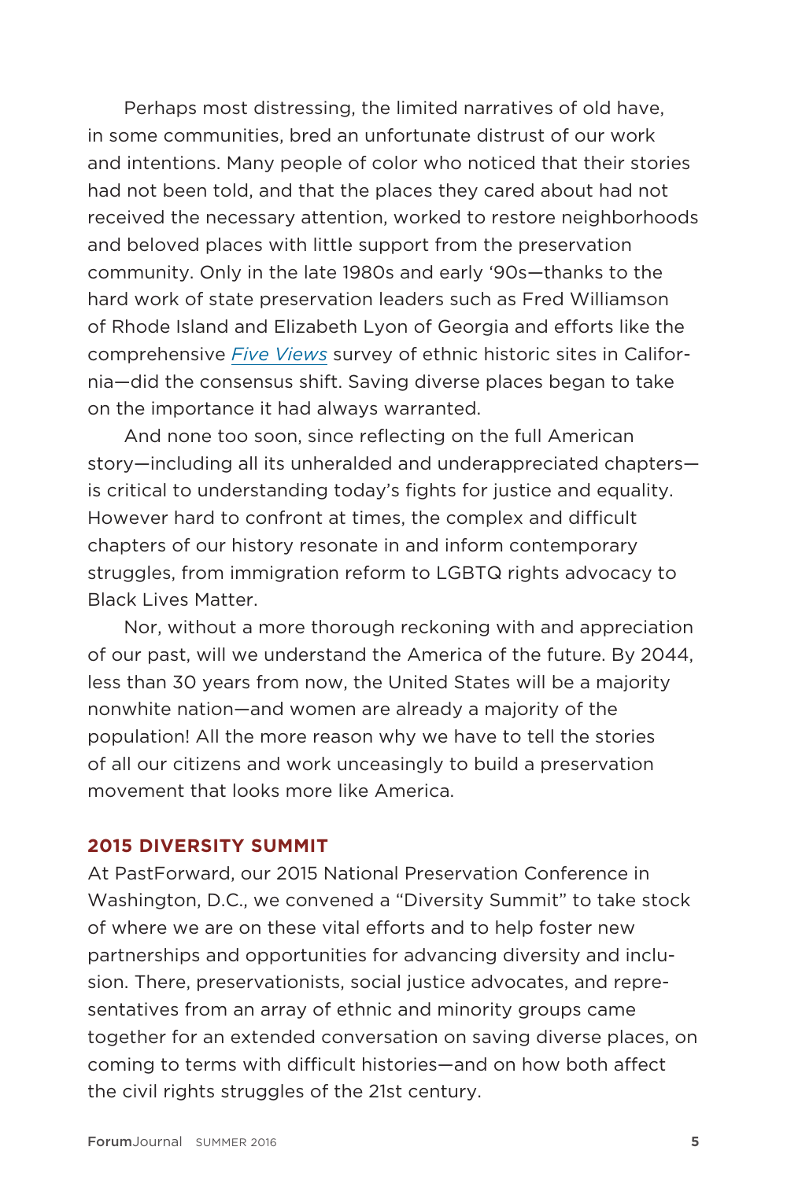Perhaps most distressing, the limited narratives of old have, in some communities, bred an unfortunate distrust of our work and intentions. Many people of color who noticed that their stories had not been told, and that the places they cared about had not received the necessary attention, worked to restore neighborhoods and beloved places with little support from the preservation community. Only in the late 1980s and early '90s—thanks to the hard work of state preservation leaders such as Fred Williamson of Rhode Island and Elizabeth Lyon of Georgia and efforts like the comprehensive *Five Views* survey of ethnic historic sites in California—did the consensus shift. Saving diverse places began to take on the importance it had always warranted.

And none too soon, since reflecting on the full American story—including all its unheralded and underappreciated chapters—is critical to understanding today's fights for justice and equality. However hard to confront at times, the complex and difficult chapters of our history resonate in and inform contemporary struggles, from immigration reform to LGBTQ rights advocacy to Black Lives Matter.

Nor, without a more thorough reckoning with and appreciation of our past, will we understand the America of the future. By 2044, less than 30 years from now, the United States will be a majority nonwhite nation—and women are already a majority of the population! All the more reason why we have to tell the stories of all our citizens and work unceasingly to build a preservation movement that looks more like America.

## 2015 DIVERSITY SUMMIT

At PastForward, our 2015 National Preservation Conference in Washington, D.C., we convened a "Diversity Summit" to take stock of where we are on these vital efforts and to help foster new partnerships and opportunities for advancing diversity and inclusion. There, preservationists, social justice advocates, and representatives from an array of ethnic and minority groups came together for an extended conversation on saving diverse places, on coming to terms with difficult histories—and on how both affect the civil rights struggles of the 21st century.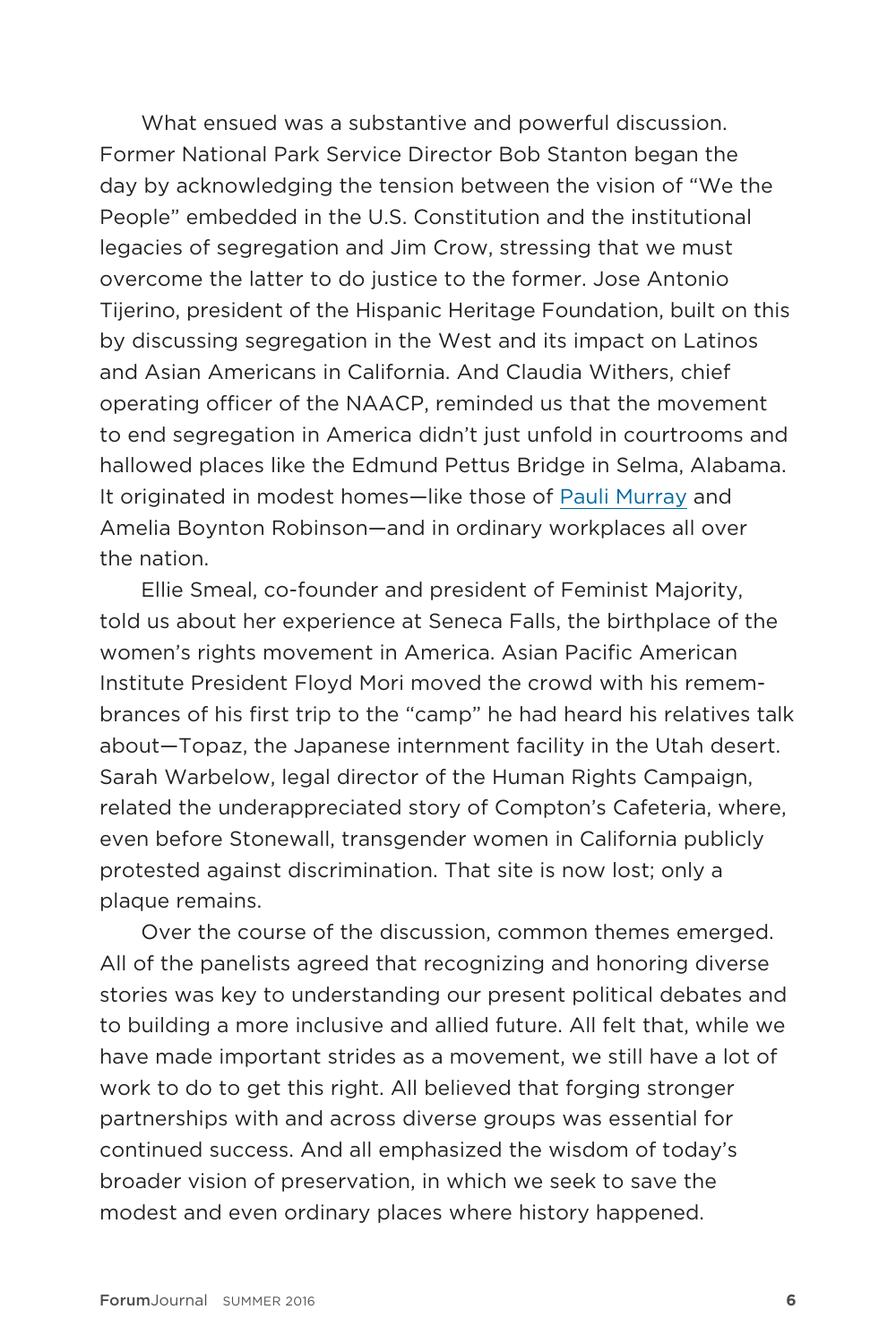What ensued was a substantive and powerful discussion. Former National Park Service Director Bob Stanton began the day by acknowledging the tension between the vision of "We the People" embedded in the U.S. Constitution and the institutional legacies of segregation and Jim Crow, stressing that we must overcome the latter to do justice to the former. Jose Antonio Tijerino, president of the Hispanic Heritage Foundation, built on this by discussing segregation in the West and its impact on Latinos and Asian Americans in California. And Claudia Withers, chief operating officer of the NAACP, reminded us that the movement to end segregation in America didn't just unfold in courtrooms and hallowed places like the Edmund Pettus Bridge in Selma, Alabama. It originated in modest homes—like those of Pauli Murray and Amelia Boynton Robinson—and in ordinary workplaces all over the nation.

Ellie Smeal, co-founder and president of Feminist Majority, told us about her experience at Seneca Falls, the birthplace of the women's rights movement in America. Asian Pacific American Institute President Floyd Mori moved the crowd with his remembrances of his first trip to the "camp" he had heard his relatives talk about—Topaz, the Japanese internment facility in the Utah desert. Sarah Warbelow, legal director of the Human Rights Campaign, related the underappreciated story of Compton's Cafeteria, where, even before Stonewall, transgender women in California publicly protested against discrimination. That site is now lost; only a plaque remains.

Over the course of the discussion, common themes emerged. All of the panelists agreed that recognizing and honoring diverse stories was key to understanding our present political debates and to building a more inclusive and allied future. All felt that, while we have made important strides as a movement, we still have a lot of work to do to get this right. All believed that forging stronger partnerships with and across diverse groups was essential for continued success. And all emphasized the wisdom of today's broader vision of preservation, in which we seek to save the modest and even ordinary places where history happened.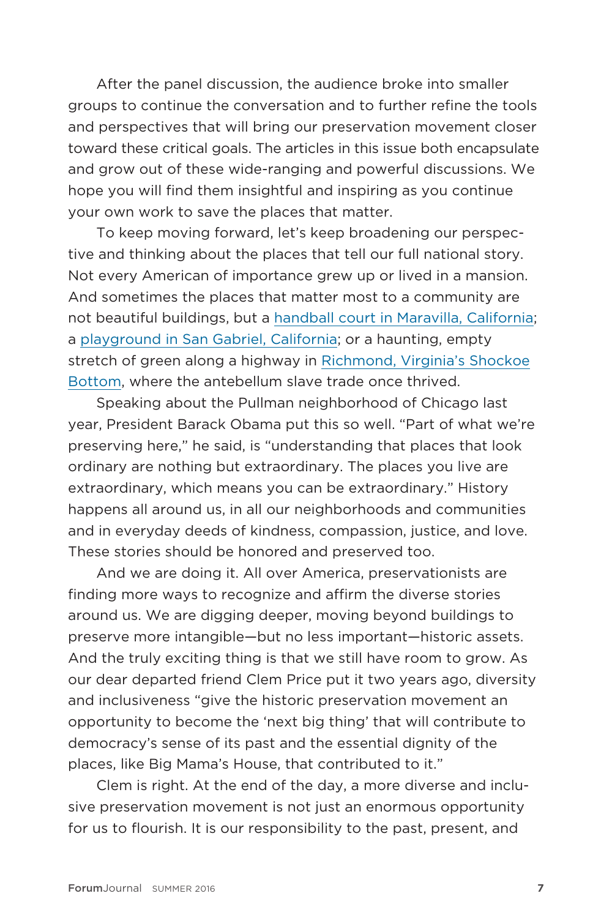After the panel discussion, the audience broke into smaller groups to continue the conversation and to further refine the tools and perspectives that will bring our preservation movement closer toward these critical goals. The articles in this issue both encapsulate and grow out of these wide-ranging and powerful discussions. We hope you will find them insightful and inspiring as you continue your own work to save the places that matter.

To keep moving forward, let's keep broadening our perspective and thinking about the places that tell our full national story. Not every American of importance grew up or lived in a mansion. And sometimes the places that matter most to a community are not beautiful buildings, but a handball court in Maravilla, California; a playground in San Gabriel, California; or a haunting, empty stretch of green along a highway in Richmond, Virginia's Shockoe Bottom, where the antebellum slave trade once thrived.

Speaking about the Pullman neighborhood of Chicago last year, President Barack Obama put this so well. "Part of what we're preserving here," he said, is "understanding that places that look ordinary are nothing but extraordinary. The places you live are extraordinary, which means you can be extraordinary." History happens all around us, in all our neighborhoods and communities and in everyday deeds of kindness, compassion, justice, and love. These stories should be honored and preserved too.

And we are doing it. All over America, preservationists are finding more ways to recognize and affirm the diverse stories around us. We are digging deeper, moving beyond buildings to preserve more intangible—but no less important—historic assets. And the truly exciting thing is that we still have room to grow. As our dear departed friend Clem Price put it two years ago, diversity and inclusiveness "give the historic preservation movement an opportunity to become the 'next big thing' that will contribute to democracy's sense of its past and the essential dignity of the places, like Big Mama's House, that contributed to it."

Clem is right. At the end of the day, a more diverse and inclusive preservation movement is not just an enormous opportunity for us to flourish. It is our responsibility to the past, present, and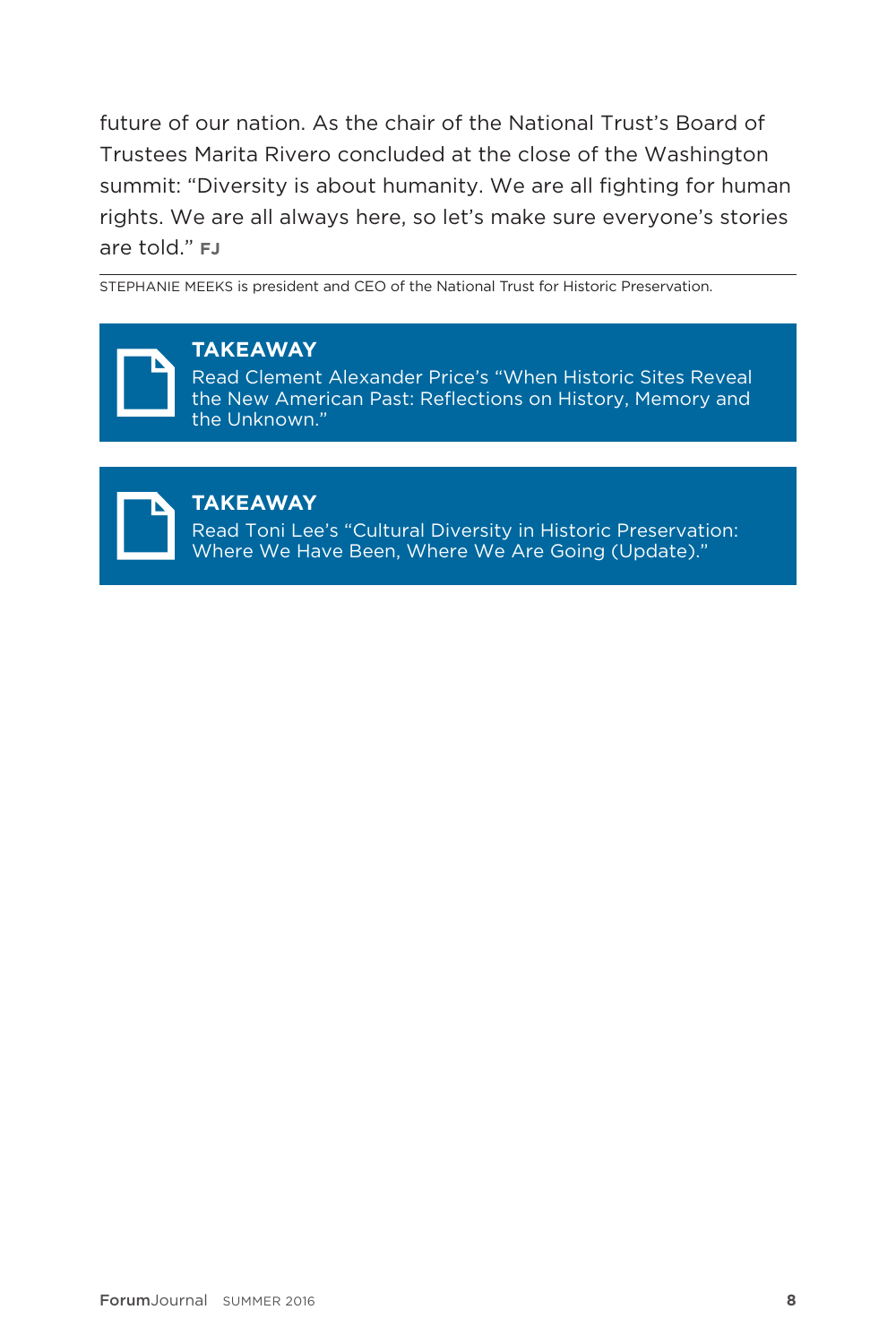future of our nation. As the chair of the National Trust's Board of Trustees Marita Rivero concluded at the close of the Washington summit: "Diversity is about humanity. We are all fighting for human rights. We are all always here, so let's make sure everyone's stories are told." **FJ**

---

STEPHANIE MEEKS is president and CEO of the National Trust for Historic Preservation.

**TAKEAWAY**

Read Clement Alexander Price's "When Historic Sites Reveal the New American Past: Reflections on History, Memory and the Unknown."

**TAKEAWAY**

Read Toni Lee's "Cultural Diversity in Historic Preservation: Where We Have Been, Where We Are Going (Update)."